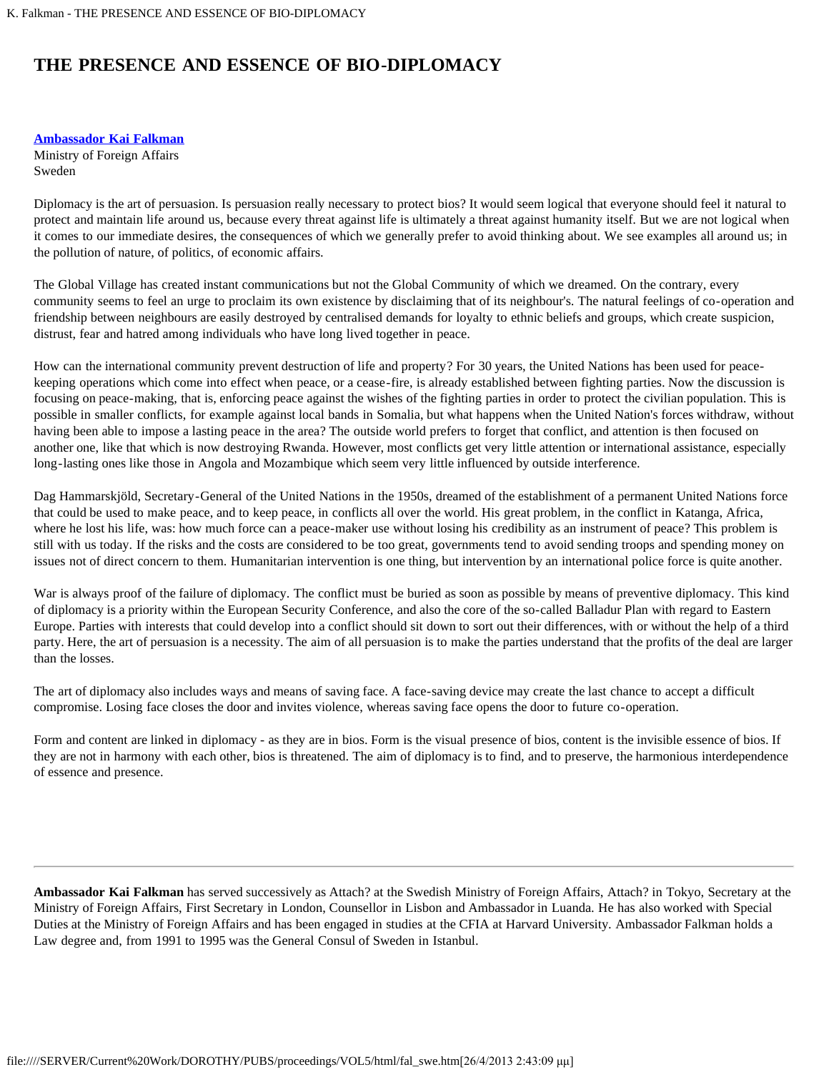# THE PRESENCE AND ESSENCE OF BIO-DIPLOMACY

**Ambassador Kai Falkman**
Ministry of Foreign Affairs
Sweden

Diplomacy is the art of persuasion. Is persuasion really necessary to protect bios? It would seem logical that everyone should feel it natural to protect and maintain life around us, because every threat against life is ultimately a threat against humanity itself. But we are not logical when it comes to our immediate desires, the consequences of which we generally prefer to avoid thinking about. We see examples all around us; in the pollution of nature, of politics, of economic affairs.

The Global Village has created instant communications but not the Global Community of which we dreamed. On the contrary, every community seems to feel an urge to proclaim its own existence by disclaiming that of its neighbour's. The natural feelings of co-operation and friendship between neighbours are easily destroyed by centralised demands for loyalty to ethnic beliefs and groups, which create suspicion, distrust, fear and hatred among individuals who have long lived together in peace.

How can the international community prevent destruction of life and property? For 30 years, the United Nations has been used for peace-keeping operations which come into effect when peace, or a cease-fire, is already established between fighting parties. Now the discussion is focusing on peace-making, that is, enforcing peace against the wishes of the fighting parties in order to protect the civilian population. This is possible in smaller conflicts, for example against local bands in Somalia, but what happens when the United Nation's forces withdraw, without having been able to impose a lasting peace in the area? The outside world prefers to forget that conflict, and attention is then focused on another one, like that which is now destroying Rwanda. However, most conflicts get very little attention or international assistance, especially long-lasting ones like those in Angola and Mozambique which seem very little influenced by outside interference.

Dag Hammarskjöld, Secretary-General of the United Nations in the 1950s, dreamed of the establishment of a permanent United Nations force that could be used to make peace, and to keep peace, in conflicts all over the world. His great problem, in the conflict in Katanga, Africa, where he lost his life, was: how much force can a peace-maker use without losing his credibility as an instrument of peace? This problem is still with us today. If the risks and the costs are considered to be too great, governments tend to avoid sending troops and spending money on issues not of direct concern to them. Humanitarian intervention is one thing, but intervention by an international police force is quite another.

War is always proof of the failure of diplomacy. The conflict must be buried as soon as possible by means of preventive diplomacy. This kind of diplomacy is a priority within the European Security Conference, and also the core of the so-called Balladur Plan with regard to Eastern Europe. Parties with interests that could develop into a conflict should sit down to sort out their differences, with or without the help of a third party. Here, the art of persuasion is a necessity. The aim of all persuasion is to make the parties understand that the profits of the deal are larger than the losses.

The art of diplomacy also includes ways and means of saving face. A face-saving device may create the last chance to accept a difficult compromise. Losing face closes the door and invites violence, whereas saving face opens the door to future co-operation.

Form and content are linked in diplomacy - as they are in bios. Form is the visual presence of bios, content is the invisible essence of bios. If they are not in harmony with each other, bios is threatened. The aim of diplomacy is to find, and to preserve, the harmonious interdependence of essence and presence.

---

**Ambassador Kai Falkman** has served successively as Attach? at the Swedish Ministry of Foreign Affairs, Attach? in Tokyo, Secretary at the Ministry of Foreign Affairs, First Secretary in London, Counsellor in Lisbon and Ambassador in Luanda. He has also worked with Special Duties at the Ministry of Foreign Affairs and has been engaged in studies at the CFIA at Harvard University. Ambassador Falkman holds a Law degree and, from 1991 to 1995 was the General Consul of Sweden in Istanbul.